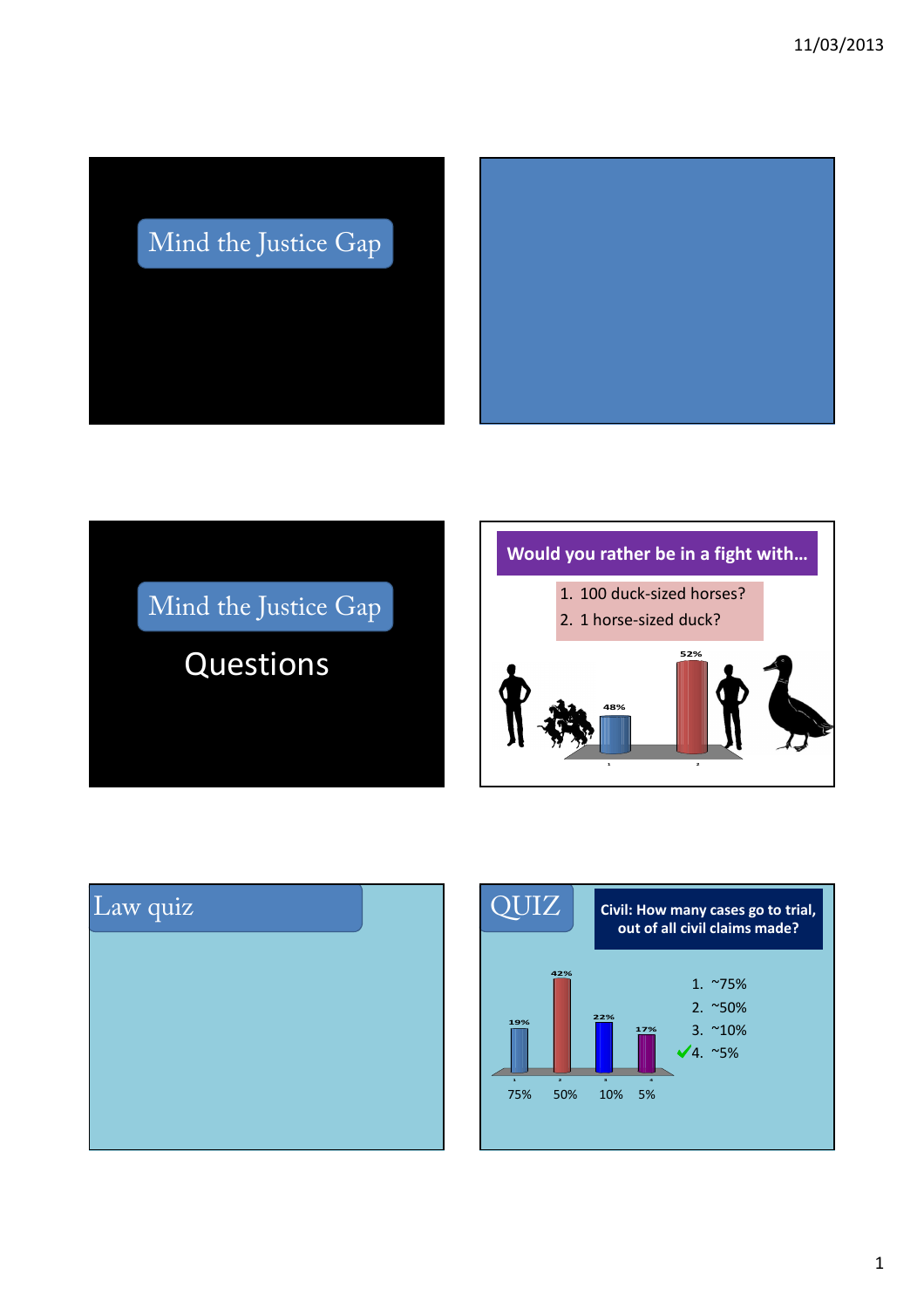## Mind the Justice Gap

## Mind the Justice Gap

Questions

**Would you rather be in a fight with…**

1. 100 duck-sized horses?
2. 1 horse-sized duck?

| Option | Votes |
| --- | --- |
| 1 | 48% |
| 2 | 52% |

## Law quiz

## QUIZ

**Civil: How many cases go to trial, out of all civil claims made?**

1. ~75%
2. ~50%
3. ~10%
4. ✓ ~5%

| Answer | Votes |
| --- | --- |
| 75% | 19% |
| 50% | 42% |
| 10% | 22% |
| 5% | 17% |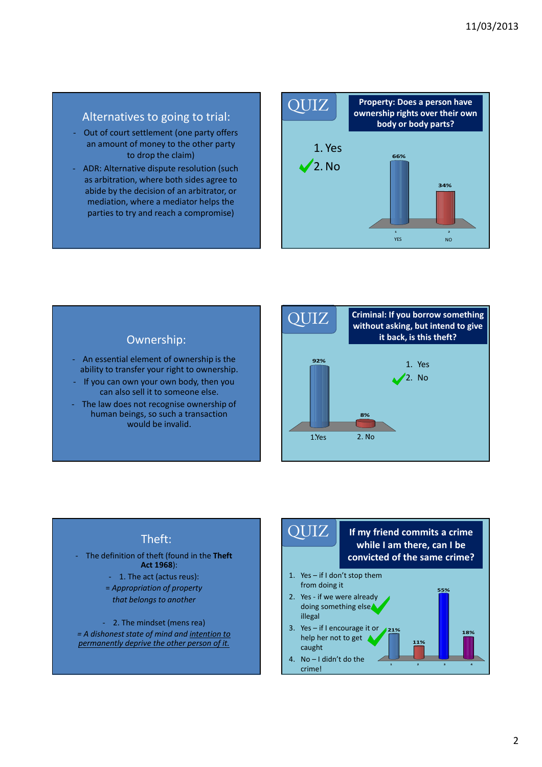## Alternatives to going to trial:

- Out of court settlement (one party offers an amount of money to the other party to drop the claim)
- ADR: Alternative dispute resolution (such as arbitration, where both sides agree to abide by the decision of an arbitrator, or mediation, where a mediator helps the parties to try and reach a compromise)

## QUIZ

**Property: Does a person have ownership rights over their own body or body parts?**

1. Yes
2. No ✓

| | 1 YES | 2 NO |
|---|---|---|
| | 66% | 34% |

## Ownership:

- An essential element of ownership is the ability to transfer your right to ownership.
- If you can own your own body, then you can also sell it to someone else.
- The law does not recognise ownership of human beings, so such a transaction would be invalid.

## QUIZ

**Criminal: If you borrow something without asking, but intend to give it back, is this theft?**

1. Yes
2. No ✓

| | 1. Yes | 2. No |
|---|---|---|
| | 92% | 8% |

## Theft:

- The definition of theft (found in the **Theft Act 1968**):
  - 1. The act (actus reus):
  
    = *Appropriation of property that belongs to another*
  - 2. The mindset (mens rea)
  
    = *A dishonest state of mind and intention to permanently deprive the other person of it.*

## QUIZ

**If my friend commits a crime while I am there, can I be convicted of the same crime?**

1. Yes – if I don't stop them from doing it
2. Yes - if we were already doing something else illegal ✓
3. Yes – if I encourage it or help her not to get caught ✓
4. No – I didn't do the crime!

| | 1 | 2 | 3 | 4 |
|---|---|---|---|---|
| | 21% | 11% | 55% | 18% |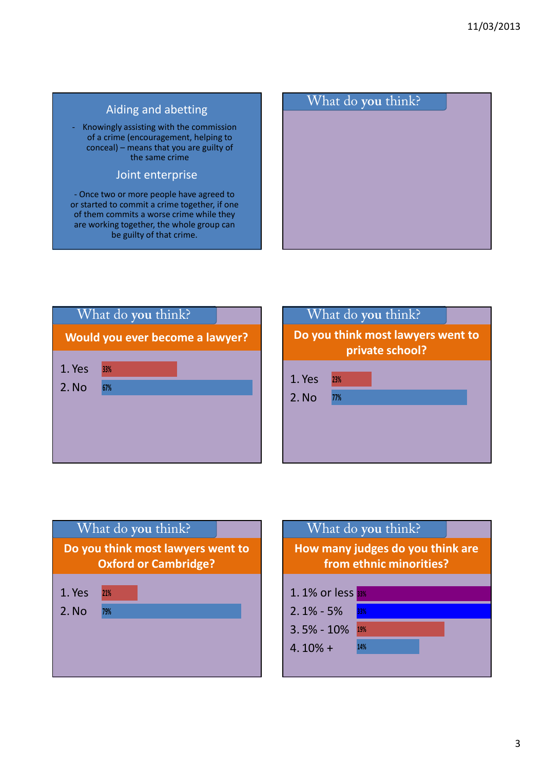## Aiding and abetting

- Knowingly assisting with the commission of a crime (encouragement, helping to conceal) – means that you are guilty of the same crime

## Joint enterprise

- Once two or more people have agreed to or started to commit a crime together, if one of them commits a worse crime while they are working together, the whole group can be guilty of that crime.

## What do you think?

## What do you think?

**Would you ever become a lawyer?**

| Answer | % |
|---|---|
| 1. Yes | 33% |
| 2. No | 67% |

## What do you think?

**Do you think most lawyers went to private school?**

| Answer | % |
|---|---|
| 1. Yes | 23% |
| 2. No | 77% |

## What do you think?

**Do you think most lawyers went to Oxford or Cambridge?**

| Answer | % |
|---|---|
| 1. Yes | 21% |
| 2. No | 79% |

## What do you think?

**How many judges do you think are from ethnic minorities?**

| Answer | % |
|---|---|
| 1. 1% or less | 33% |
| 2. 1% - 5% | 33% |
| 3. 5% - 10% | 19% |
| 4. 10% + | 14% |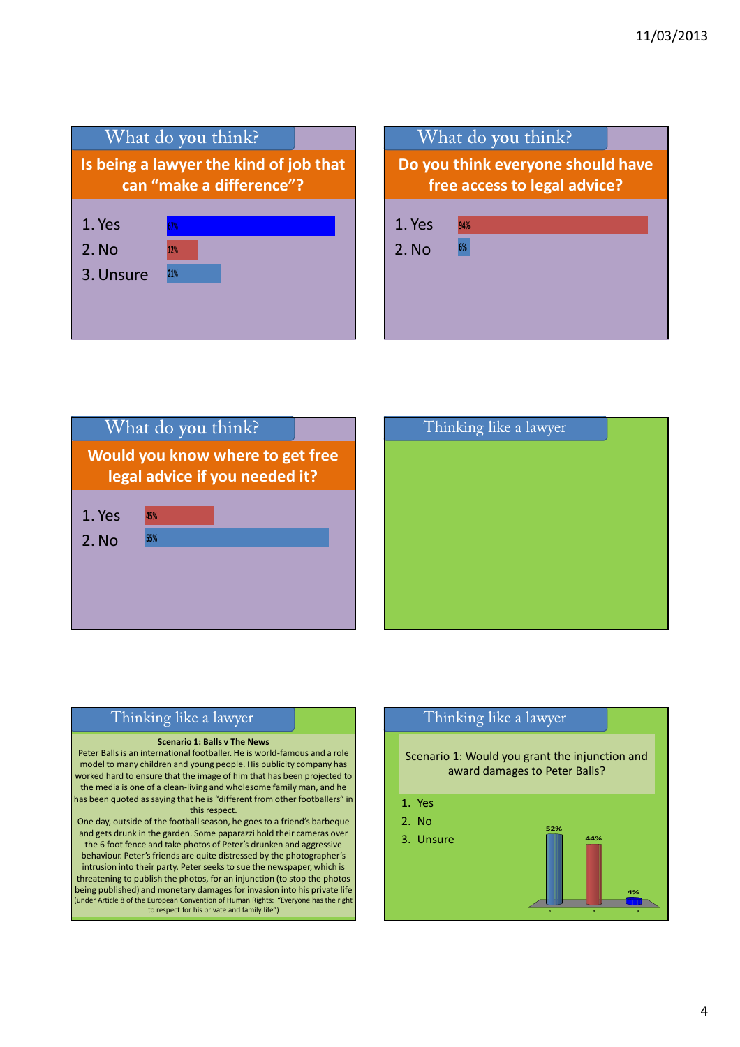## What do you think?

**Is being a lawyer the kind of job that can "make a difference"?**

1. Yes
2. No — 12%
3. Unsure — 21%

## What do you think?

**Do you think everyone should have free access to legal advice?**

1. Yes — 94%
2. No — 6%

## What do you think?

**Would you know where to get free legal advice if you needed it?**

1. Yes — 45%
2. No — 55%

## Thinking like a lawyer

## Thinking like a lawyer

**Scenario 1: Balls v The News**

Peter Balls is an international footballer. He is world-famous and a role model to many children and young people. His publicity company has worked hard to ensure that the image of him that has been projected to the media is one of a clean-living and wholesome family man, and he has been quoted as saying that he is "different from other footballers" in this respect.

One day, outside of the football season, he goes to a friend's barbeque and gets drunk in the garden. Some paparazzi hold their cameras over the 6 foot fence and take photos of Peter's drunken and aggressive behaviour. Peter's friends are quite distressed by the photographer's intrusion into their party. Peter seeks to sue the newspaper, which is threatening to publish the photos, for an injunction (to stop the photos being published) and monetary damages for invasion into his private life (under Article 8 of the European Convention of Human Rights: "Everyone has the right to respect for his private and family life")

## Thinking like a lawyer

Scenario 1: Would you grant the injunction and award damages to Peter Balls?

1. Yes — 52%
2. No — 44%
3. Unsure — 4%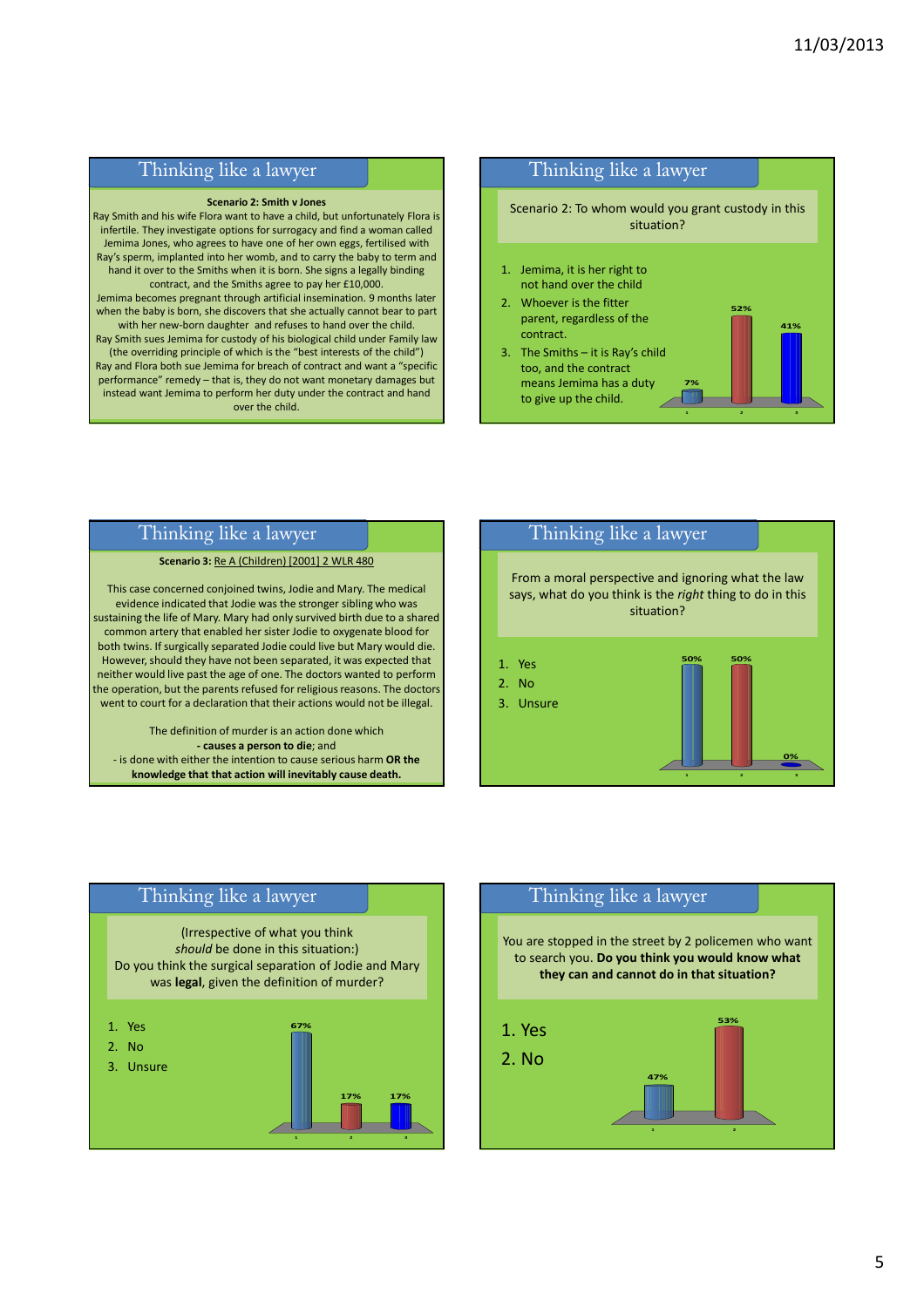## Thinking like a lawyer

**Scenario 2: Smith v Jones**

Ray Smith and his wife Flora want to have a child, but unfortunately Flora is infertile. They investigate options for surrogacy and find a woman called Jemima Jones, who agrees to have one of her own eggs, fertilised with Ray's sperm, implanted into her womb, and to carry the baby to term and hand it over to the Smiths when it is born. She signs a legally binding contract, and the Smiths agree to pay her £10,000.

Jemima becomes pregnant through artificial insemination. 9 months later when the baby is born, she discovers that she actually cannot bear to part with her new-born daughter and refuses to hand over the child.

Ray Smith sues Jemima for custody of his biological child under Family law (the overriding principle of which is the "best interests of the child")

Ray and Flora both sue Jemima for breach of contract and want a "specific performance" remedy – that is, they do not want monetary damages but instead want Jemima to perform her duty under the contract and hand over the child.

## Thinking like a lawyer

Scenario 2: To whom would you grant custody in this situation?

1. Jemima, it is her right to not hand over the child
2. Whoever is the fitter parent, regardless of the contract.
3. The Smiths – it is Ray's child too, and the contract means Jemima has a duty to give up the child.

| Option | Result |
|---|---|
| 1 | 7% |
| 2 | 52% |
| 3 | 41% |

## Thinking like a lawyer

**Scenario 3:** Re A (Children) [2001] 2 WLR 480

This case concerned conjoined twins, Jodie and Mary. The medical evidence indicated that Jodie was the stronger sibling who was sustaining the life of Mary. Mary had only survived birth due to a shared common artery that enabled her sister Jodie to oxygenate blood for both twins. If surgically separated Jodie could live but Mary would die. However, should they have not been separated, it was expected that neither would live past the age of one. The doctors wanted to perform the operation, but the parents refused for religious reasons. The doctors went to court for a declaration that their actions would not be illegal.

The definition of murder is an action done which
- **causes a person to die**; and
- is done with either the intention to cause serious harm **OR the knowledge that that action will inevitably cause death.**

## Thinking like a lawyer

From a moral perspective and ignoring what the law says, what do you think is the *right* thing to do in this situation?

1. Yes
2. No
3. Unsure

| Option | Result |
|---|---|
| 1 | 50% |
| 2 | 50% |
| 3 | 0% |

## Thinking like a lawyer

(Irrespective of what you think *should* be done in this situation:)
Do you think the surgical separation of Jodie and Mary was **legal**, given the definition of murder?

1. Yes
2. No
3. Unsure

| Option | Result |
|---|---|
| 1 | 67% |
| 2 | 17% |
| 3 | 17% |

## Thinking like a lawyer

You are stopped in the street by 2 policemen who want to search you. **Do you think you would know what they can and cannot do in that situation?**

1. Yes
2. No

| Option | Result |
|---|---|
| 1 | 47% |
| 2 | 53% |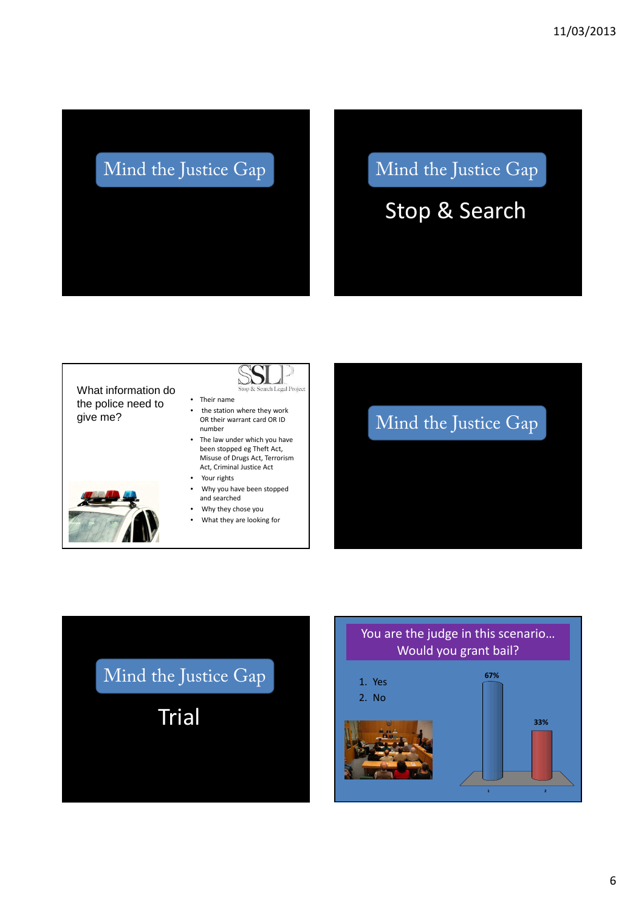## Mind the Justice Gap

## Mind the Justice Gap

### Stop & Search

---

SSLP
Stop & Search Legal Project

What information do the police need to give me?

- Their name
- the station where they work OR their warrant card OR ID number
- The law under which you have been stopped eg Theft Act, Misuse of Drugs Act, Terrorism Act, Criminal Justice Act
- Your rights
- Why you have been stopped and searched
- Why they chose you
- What they are looking for

---

## Mind the Justice Gap

---

## Mind the Justice Gap

### Trial

---

You are the judge in this scenario…
Would you grant bail?

1. Yes
2. No

| | Response |
|---|---|
| 1 | 67% |
| 2 | 33% |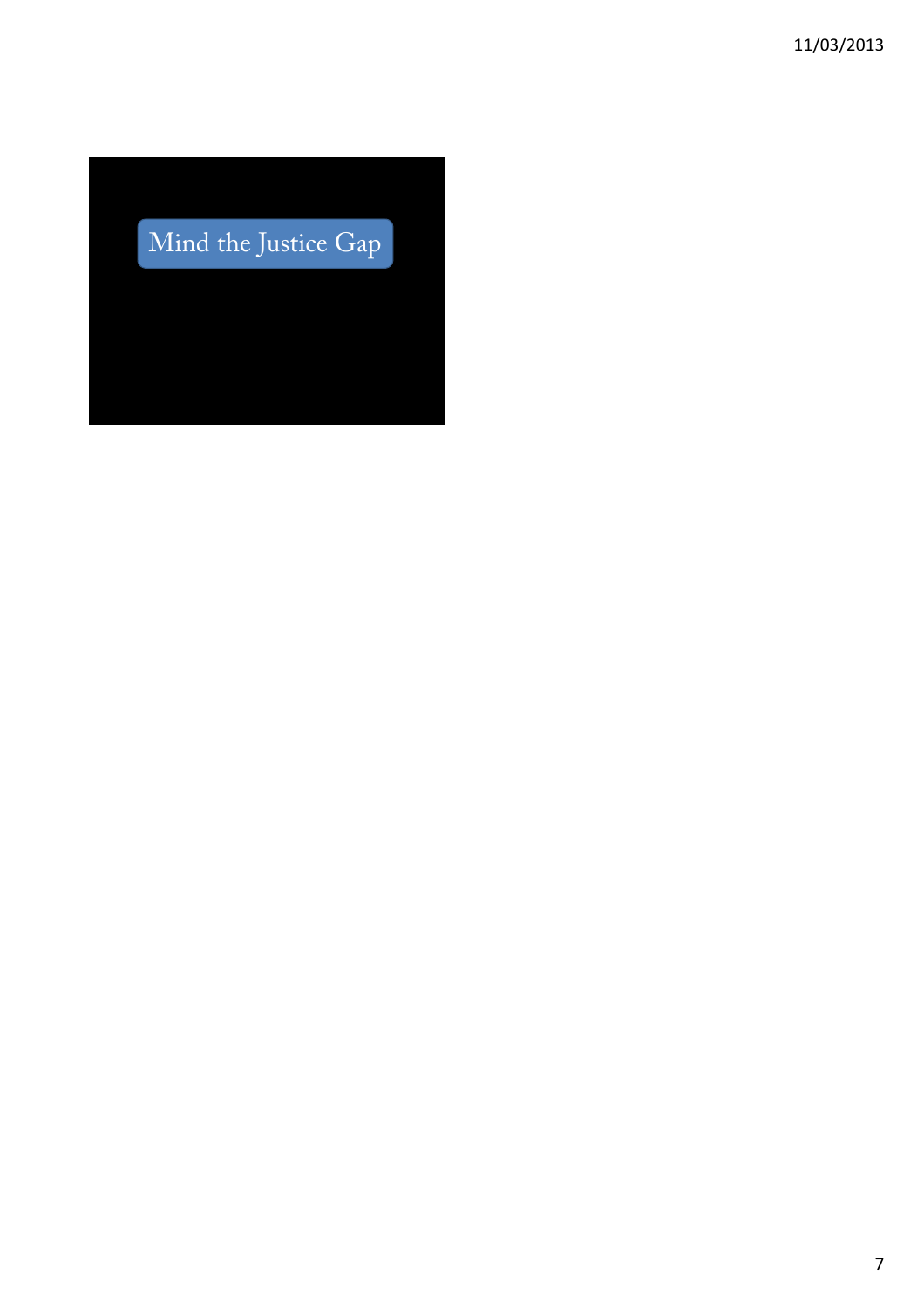Mind the Justice Gap